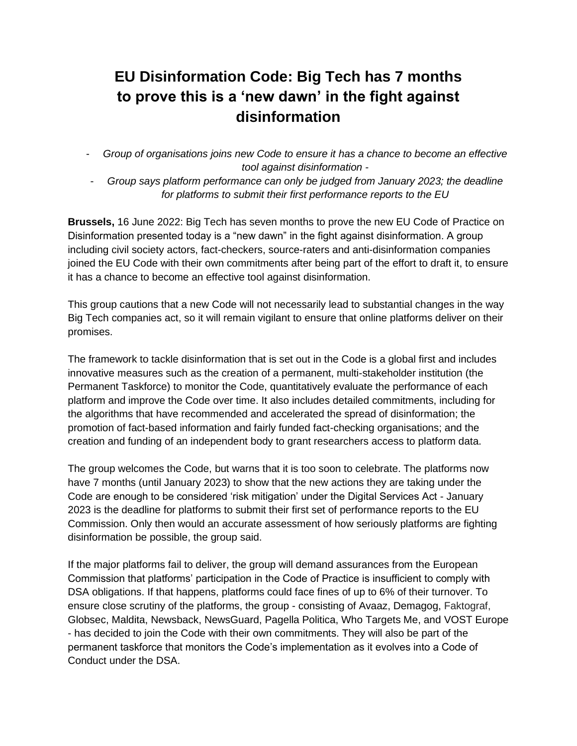# EU Disinformation Code: Big Tech has 7 months to prove this is a 'new dawn' in the fight against disinformation

- *Group of organisations joins new Code to ensure it has a chance to become an effective tool against disinformation -*
- *Group says platform performance can only be judged from January 2023; the deadline for platforms to submit their first performance reports to the EU*

**Brussels,** 16 June 2022: Big Tech has seven months to prove the new EU Code of Practice on Disinformation presented today is a "new dawn" in the fight against disinformation. A group including civil society actors, fact-checkers, source-raters and anti-disinformation companies joined the EU Code with their own commitments after being part of the effort to draft it, to ensure it has a chance to become an effective tool against disinformation.

This group cautions that a new Code will not necessarily lead to substantial changes in the way Big Tech companies act, so it will remain vigilant to ensure that online platforms deliver on their promises.

The framework to tackle disinformation that is set out in the Code is a global first and includes innovative measures such as the creation of a permanent, multi-stakeholder institution (the Permanent Taskforce) to monitor the Code, quantitatively evaluate the performance of each platform and improve the Code over time. It also includes detailed commitments, including for the algorithms that have recommended and accelerated the spread of disinformation; the promotion of fact-based information and fairly funded fact-checking organisations; and the creation and funding of an independent body to grant researchers access to platform data.

The group welcomes the Code, but warns that it is too soon to celebrate. The platforms now have 7 months (until January 2023) to show that the new actions they are taking under the Code are enough to be considered 'risk mitigation' under the Digital Services Act - January 2023 is the deadline for platforms to submit their first set of performance reports to the EU Commission. Only then would an accurate assessment of how seriously platforms are fighting disinformation be possible, the group said.

If the major platforms fail to deliver, the group will demand assurances from the European Commission that platforms' participation in the Code of Practice is insufficient to comply with DSA obligations. If that happens, platforms could face fines of up to 6% of their turnover. To ensure close scrutiny of the platforms, the group - consisting of Avaaz, Demagog, Faktograf, Globsec, Maldita, Newsback, NewsGuard, Pagella Politica, Who Targets Me, and VOST Europe - has decided to join the Code with their own commitments. They will also be part of the permanent taskforce that monitors the Code's implementation as it evolves into a Code of Conduct under the DSA.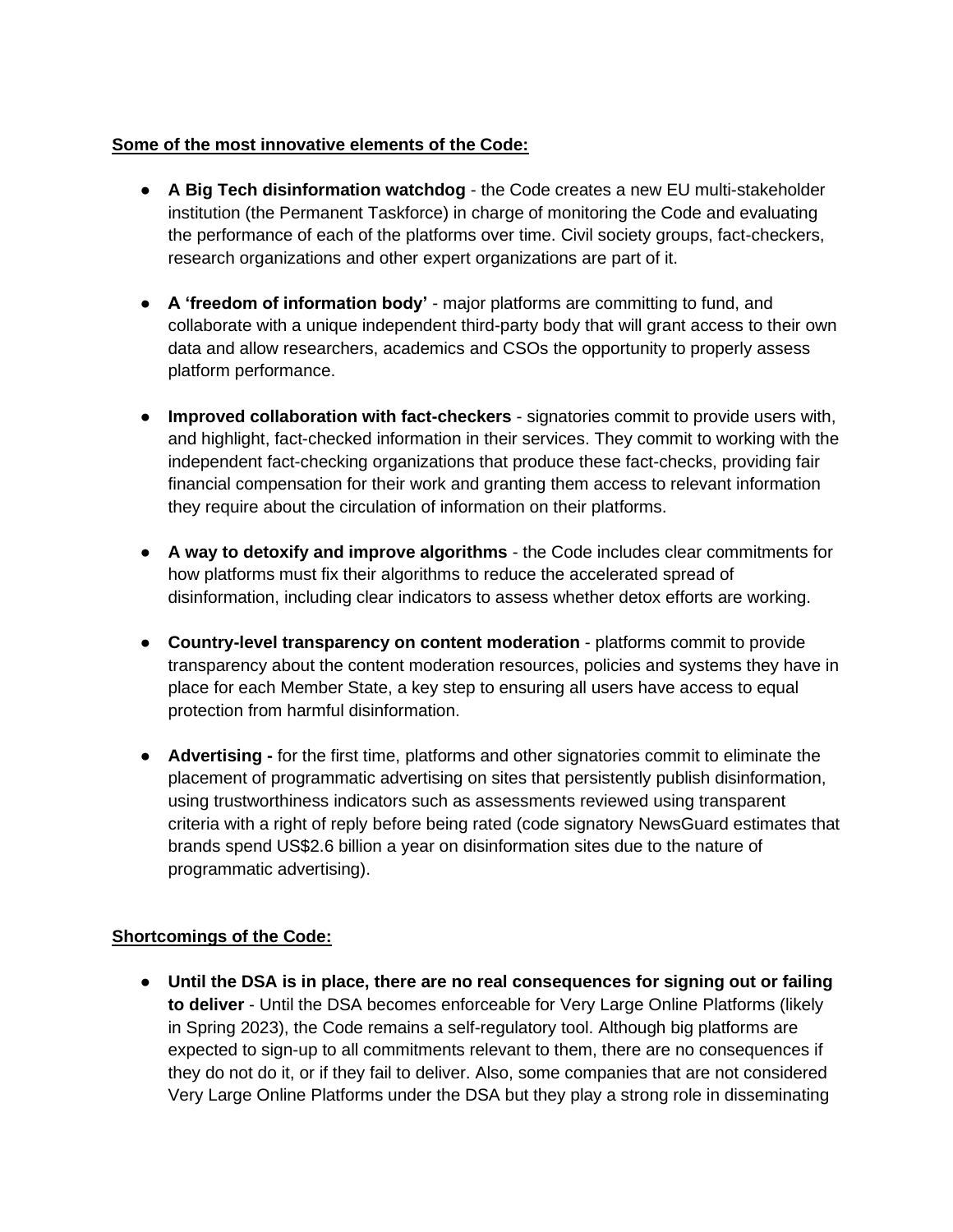**Some of the most innovative elements of the Code:**

- **A Big Tech disinformation watchdog** - the Code creates a new EU multi-stakeholder institution (the Permanent Taskforce) in charge of monitoring the Code and evaluating the performance of each of the platforms over time. Civil society groups, fact-checkers, research organizations and other expert organizations are part of it.

- **A 'freedom of information body'** - major platforms are committing to fund, and collaborate with a unique independent third-party body that will grant access to their own data and allow researchers, academics and CSOs the opportunity to properly assess platform performance.

- **Improved collaboration with fact-checkers** - signatories commit to provide users with, and highlight, fact-checked information in their services. They commit to working with the independent fact-checking organizations that produce these fact-checks, providing fair financial compensation for their work and granting them access to relevant information they require about the circulation of information on their platforms.

- **A way to detoxify and improve algorithms** - the Code includes clear commitments for how platforms must fix their algorithms to reduce the accelerated spread of disinformation, including clear indicators to assess whether detox efforts are working.

- **Country-level transparency on content moderation** - platforms commit to provide transparency about the content moderation resources, policies and systems they have in place for each Member State, a key step to ensuring all users have access to equal protection from harmful disinformation.

- **Advertising -** for the first time, platforms and other signatories commit to eliminate the placement of programmatic advertising on sites that persistently publish disinformation, using trustworthiness indicators such as assessments reviewed using transparent criteria with a right of reply before being rated (code signatory NewsGuard estimates that brands spend US$2.6 billion a year on disinformation sites due to the nature of programmatic advertising).

**Shortcomings of the Code:**

- **Until the DSA is in place, there are no real consequences for signing out or failing to deliver** - Until the DSA becomes enforceable for Very Large Online Platforms (likely in Spring 2023), the Code remains a self-regulatory tool. Although big platforms are expected to sign-up to all commitments relevant to them, there are no consequences if they do not do it, or if they fail to deliver. Also, some companies that are not considered Very Large Online Platforms under the DSA but they play a strong role in disseminating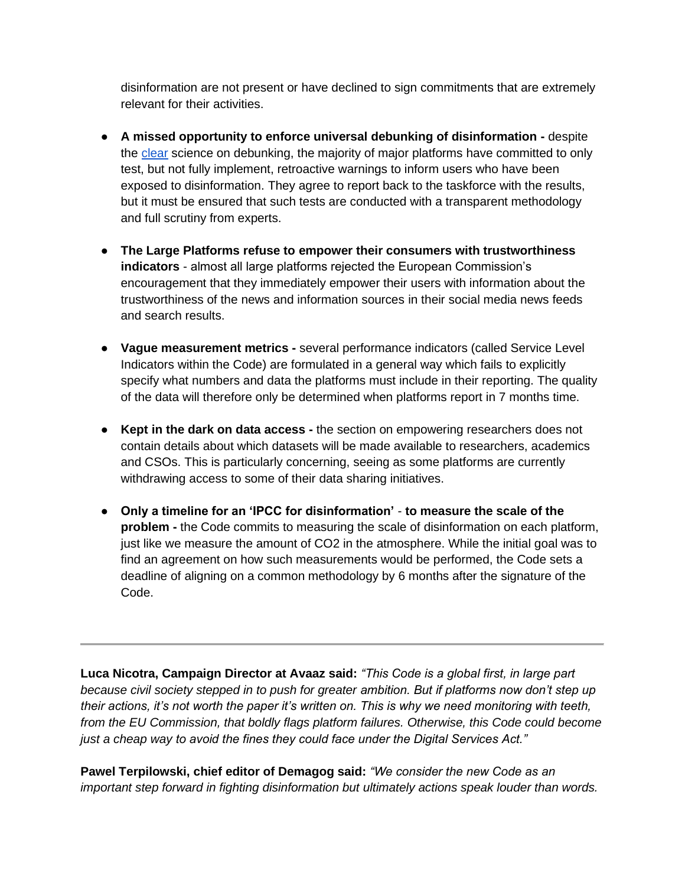disinformation are not present or have declined to sign commitments that are extremely relevant for their activities.

- **A missed opportunity to enforce universal debunking of disinformation -** despite the [clear]() science on debunking, the majority of major platforms have committed to only test, but not fully implement, retroactive warnings to inform users who have been exposed to disinformation. They agree to report back to the taskforce with the results, but it must be ensured that such tests are conducted with a transparent methodology and full scrutiny from experts.

- **The Large Platforms refuse to empower their consumers with trustworthiness indicators** - almost all large platforms rejected the European Commission's encouragement that they immediately empower their users with information about the trustworthiness of the news and information sources in their social media news feeds and search results.

- **Vague measurement metrics -** several performance indicators (called Service Level Indicators within the Code) are formulated in a general way which fails to explicitly specify what numbers and data the platforms must include in their reporting. The quality of the data will therefore only be determined when platforms report in 7 months time.

- **Kept in the dark on data access -** the section on empowering researchers does not contain details about which datasets will be made available to researchers, academics and CSOs. This is particularly concerning, seeing as some platforms are currently withdrawing access to some of their data sharing initiatives.

- **Only a timeline for an 'IPCC for disinformation'** - **to measure the scale of the problem -** the Code commits to measuring the scale of disinformation on each platform, just like we measure the amount of CO2 in the atmosphere. While the initial goal was to find an agreement on how such measurements would be performed, the Code sets a deadline of aligning on a common methodology by 6 months after the signature of the Code.

---

**Luca Nicotra, Campaign Director at Avaaz said:** *"This Code is a global first, in large part because civil society stepped in to push for greater ambition. But if platforms now don't step up their actions, it's not worth the paper it's written on. This is why we need monitoring with teeth, from the EU Commission, that boldly flags platform failures. Otherwise, this Code could become just a cheap way to avoid the fines they could face under the Digital Services Act."*

**Pawel Terpilowski, chief editor of Demagog said:** *"We consider the new Code as an important step forward in fighting disinformation but ultimately actions speak louder than words.*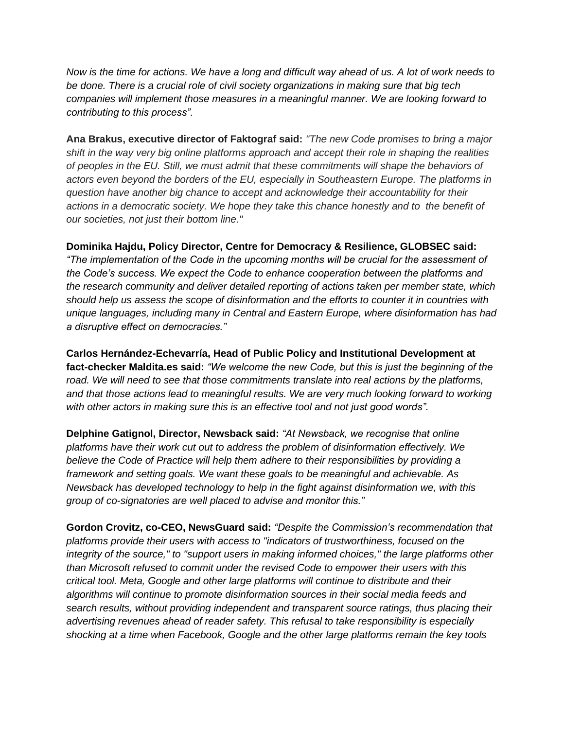*Now is the time for actions. We have a long and difficult way ahead of us. A lot of work needs to be done. There is a crucial role of civil society organizations in making sure that big tech companies will implement those measures in a meaningful manner. We are looking forward to contributing to this process".*

**Ana Brakus, executive director of Faktograf said:** *"The new Code promises to bring a major shift in the way very big online platforms approach and accept their role in shaping the realities of peoples in the EU. Still, we must admit that these commitments will shape the behaviors of actors even beyond the borders of the EU, especially in Southeastern Europe. The platforms in question have another big chance to accept and acknowledge their accountability for their actions in a democratic society. We hope they take this chance honestly and to the benefit of our societies, not just their bottom line."*

**Dominika Hajdu, Policy Director, Centre for Democracy & Resilience, GLOBSEC said:** *"The implementation of the Code in the upcoming months will be crucial for the assessment of the Code's success. We expect the Code to enhance cooperation between the platforms and the research community and deliver detailed reporting of actions taken per member state, which should help us assess the scope of disinformation and the efforts to counter it in countries with unique languages, including many in Central and Eastern Europe, where disinformation has had a disruptive effect on democracies."*

**Carlos Hernández-Echevarría, Head of Public Policy and Institutional Development at fact-checker Maldita.es said:** *"We welcome the new Code, but this is just the beginning of the road. We will need to see that those commitments translate into real actions by the platforms, and that those actions lead to meaningful results. We are very much looking forward to working with other actors in making sure this is an effective tool and not just good words".*

**Delphine Gatignol, Director, Newsback said:** *"At Newsback, we recognise that online platforms have their work cut out to address the problem of disinformation effectively. We believe the Code of Practice will help them adhere to their responsibilities by providing a framework and setting goals. We want these goals to be meaningful and achievable. As Newsback has developed technology to help in the fight against disinformation we, with this group of co-signatories are well placed to advise and monitor this."*

**Gordon Crovitz, co-CEO, NewsGuard said:** *"Despite the Commission's recommendation that platforms provide their users with access to "indicators of trustworthiness, focused on the integrity of the source," to "support users in making informed choices," the large platforms other than Microsoft refused to commit under the revised Code to empower their users with this critical tool. Meta, Google and other large platforms will continue to distribute and their algorithms will continue to promote disinformation sources in their social media feeds and search results, without providing independent and transparent source ratings, thus placing their advertising revenues ahead of reader safety. This refusal to take responsibility is especially shocking at a time when Facebook, Google and the other large platforms remain the key tools*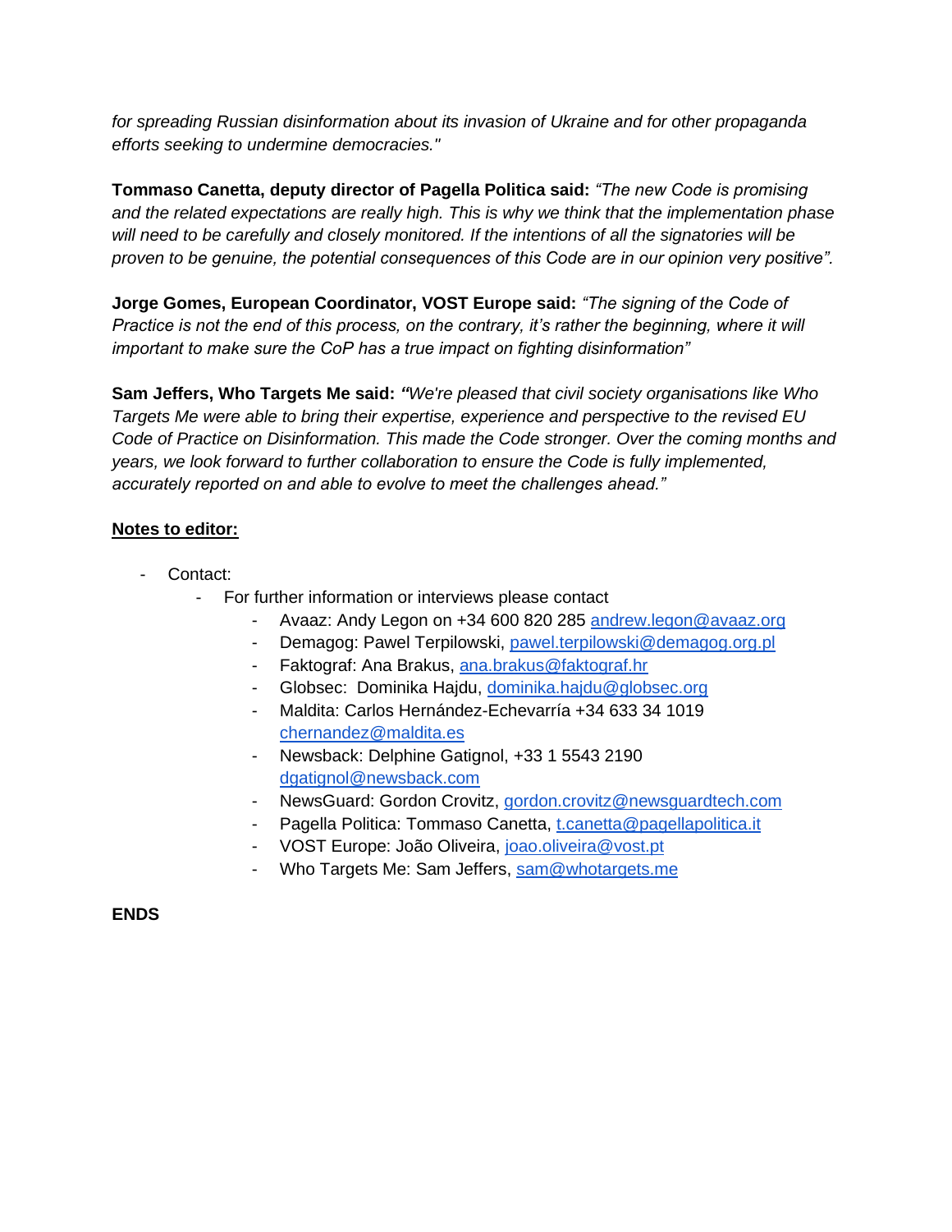*for spreading Russian disinformation about its invasion of Ukraine and for other propaganda efforts seeking to undermine democracies."*

**Tommaso Canetta, deputy director of Pagella Politica said:** *"The new Code is promising and the related expectations are really high. This is why we think that the implementation phase will need to be carefully and closely monitored. If the intentions of all the signatories will be proven to be genuine, the potential consequences of this Code are in our opinion very positive".*

**Jorge Gomes, European Coordinator, VOST Europe said:** *"The signing of the Code of Practice is not the end of this process, on the contrary, it's rather the beginning, where it will important to make sure the CoP has a true impact on fighting disinformation"*

**Sam Jeffers, Who Targets Me said:** ***"****We're pleased that civil society organisations like Who Targets Me were able to bring their expertise, experience and perspective to the revised EU Code of Practice on Disinformation. This made the Code stronger. Over the coming months and years, we look forward to further collaboration to ensure the Code is fully implemented, accurately reported on and able to evolve to meet the challenges ahead."*

**Notes to editor:**

- Contact:
  - For further information or interviews please contact
    - Avaaz: Andy Legon on +34 600 820 285 andrew.legon@avaaz.org
    - Demagog: Pawel Terpilowski, pawel.terpilowski@demagog.org.pl
    - Faktograf: Ana Brakus, ana.brakus@faktograf.hr
    - Globsec: Dominika Hajdu, dominika.hajdu@globsec.org
    - Maldita: Carlos Hernández-Echevarría +34 633 34 1019 chernandez@maldita.es
    - Newsback: Delphine Gatignol, +33 1 5543 2190 dgatignol@newsback.com
    - NewsGuard: Gordon Crovitz, gordon.crovitz@newsguardtech.com
    - Pagella Politica: Tommaso Canetta, t.canetta@pagellapolitica.it
    - VOST Europe: João Oliveira, joao.oliveira@vost.pt
    - Who Targets Me: Sam Jeffers, sam@whotargets.me

**ENDS**